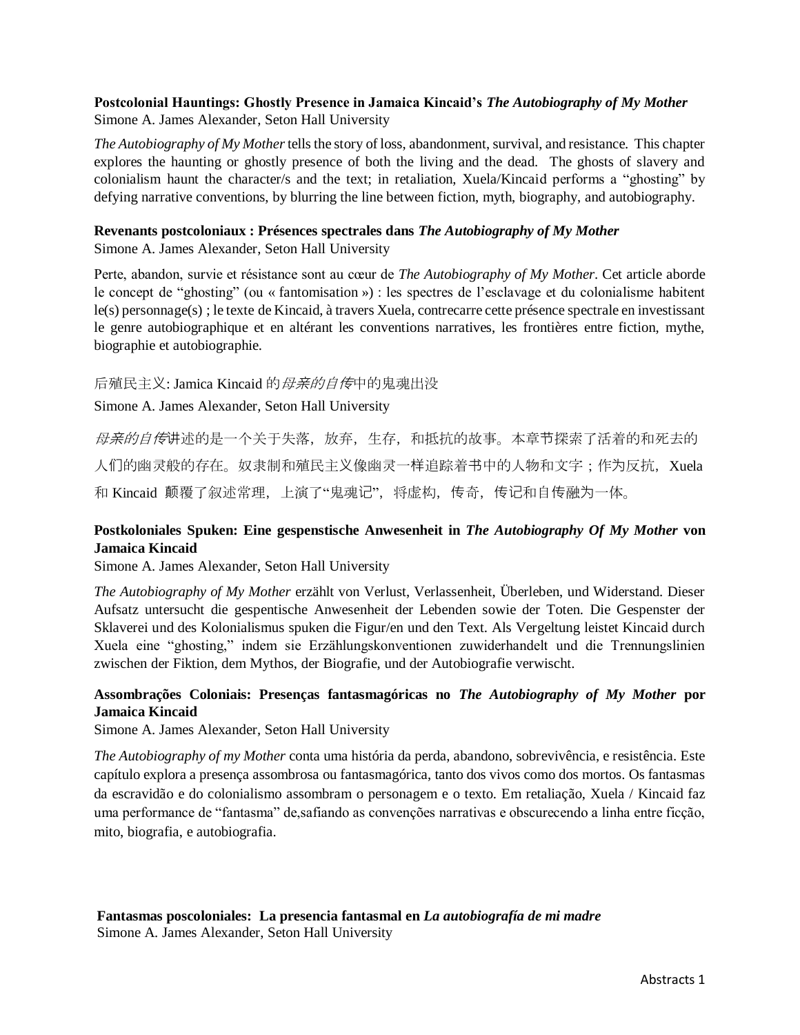**Postcolonial Hauntings: Ghostly Presence in Jamaica Kincaid's *The Autobiography of My Mother***
Simone A. James Alexander, Seton Hall University

*The Autobiography of My Mother* tells the story of loss, abandonment, survival, and resistance. This chapter explores the haunting or ghostly presence of both the living and the dead. The ghosts of slavery and colonialism haunt the character/s and the text; in retaliation, Xuela/Kincaid performs a "ghosting" by defying narrative conventions, by blurring the line between fiction, myth, biography, and autobiography.

**Revenants postcoloniaux : Présences spectrales dans *The Autobiography of My Mother***
Simone A. James Alexander, Seton Hall University

Perte, abandon, survie et résistance sont au cœur de *The Autobiography of My Mother*. Cet article aborde le concept de "ghosting" (ou « fantomisation ») : les spectres de l'esclavage et du colonialisme habitent le(s) personnage(s) ; le texte de Kincaid, à travers Xuela, contrecarre cette présence spectrale en investissant le genre autobiographique et en altérant les conventions narratives, les frontières entre fiction, mythe, biographie et autobiographie.

后殖民主义: Jamica Kincaid 的*母亲的自传*中的鬼魂出没

Simone A. James Alexander, Seton Hall University

*母亲的自传*讲述的是一个关于失落，放弃，生存，和抵抗的故事。本章节探索了活着的和死去的人们的幽灵般的存在。奴隶制和殖民主义像幽灵一样追踪着书中的人物和文字；作为反抗，Xuela 和 Kincaid 颠覆了叙述常理，上演了"鬼魂记"，将虚构，传奇，传记和自传融为一体。

**Postkoloniales Spuken: Eine gespenstische Anwesenheit in *The Autobiography Of My Mother* von Jamaica Kincaid**
Simone A. James Alexander, Seton Hall University

*The Autobiography of My Mother* erzählt von Verlust, Verlassenheit, Überleben, und Widerstand. Dieser Aufsatz untersucht die gespentische Anwesenheit der Lebenden sowie der Toten. Die Gespenster der Sklaverei und des Kolonialismus spuken die Figur/en und den Text. Als Vergeltung leistet Kincaid durch Xuela eine "ghosting," indem sie Erzählungskonventionen zuwiderhandelt und die Trennungslinien zwischen der Fiktion, dem Mythos, der Biografie, und der Autobiografie verwischt.

**Assombrações Coloniais: Presenças fantasmagóricas no *The Autobiography of My Mother* por Jamaica Kincaid**
Simone A. James Alexander, Seton Hall University

*The Autobiography of my Mother* conta uma história da perda, abandono, sobrevivência, e resistência. Este capítulo explora a presença assombrosa ou fantasmagórica, tanto dos vivos como dos mortos. Os fantasmas da escravidão e do colonialismo assombram o personagem e o texto. Em retaliação, Xuela / Kincaid faz uma performance de "fantasma" de,safiando as convenções narrativas e obscurecendo a linha entre ficção, mito, biografia, e autobiografia.

**Fantasmas poscoloniales: La presencia fantasmal en *La autobiografía de mi madre***
Simone A. James Alexander, Seton Hall University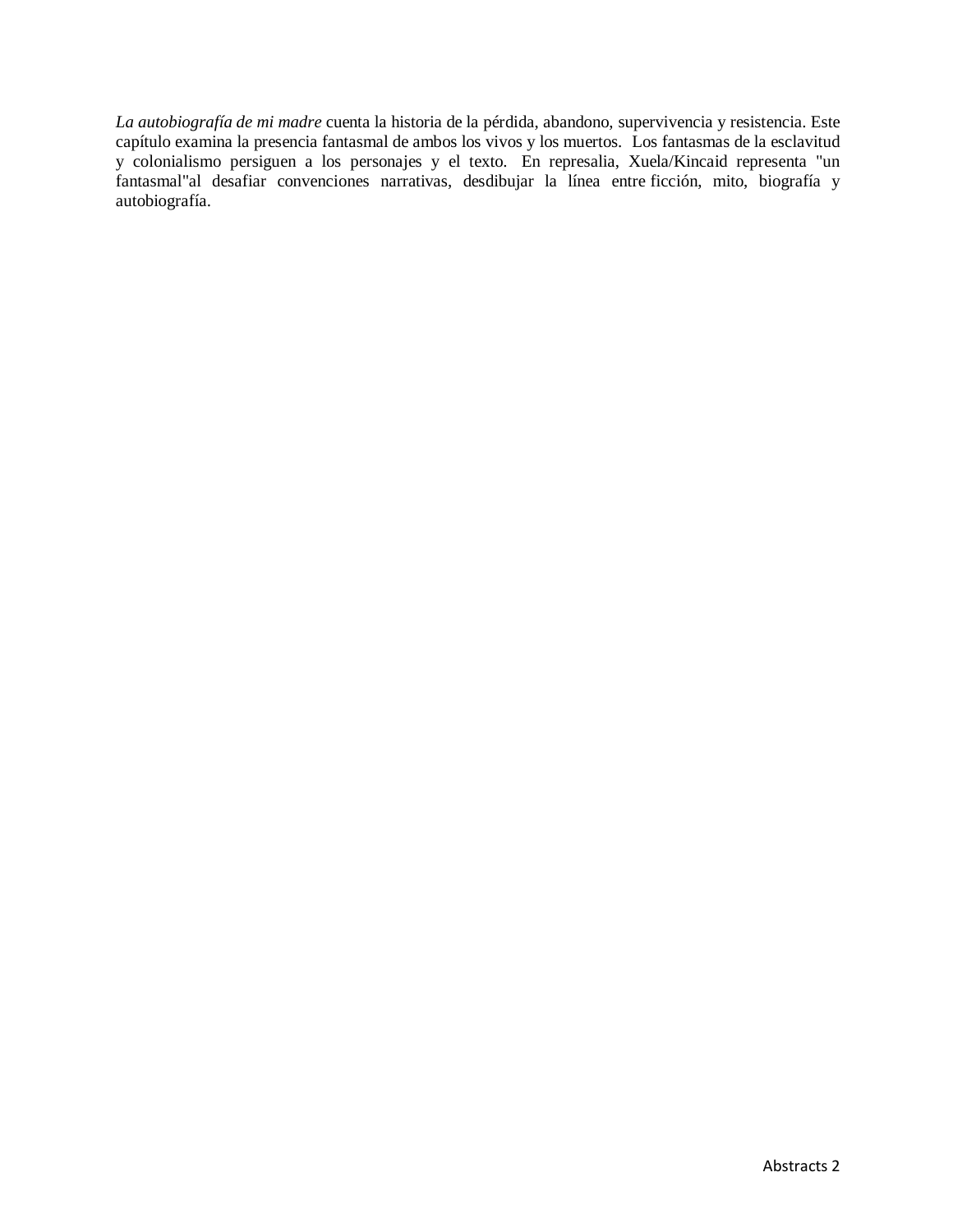*La autobiografía de mi madre* cuenta la historia de la pérdida, abandono, supervivencia y resistencia. Este capítulo examina la presencia fantasmal de ambos los vivos y los muertos. Los fantasmas de la esclavitud y colonialismo persiguen a los personajes y el texto. En represalia, Xuela/Kincaid representa "un fantasmal"al desafiar convenciones narrativas, desdibujar la línea entre ficción, mito, biografía y autobiografía.